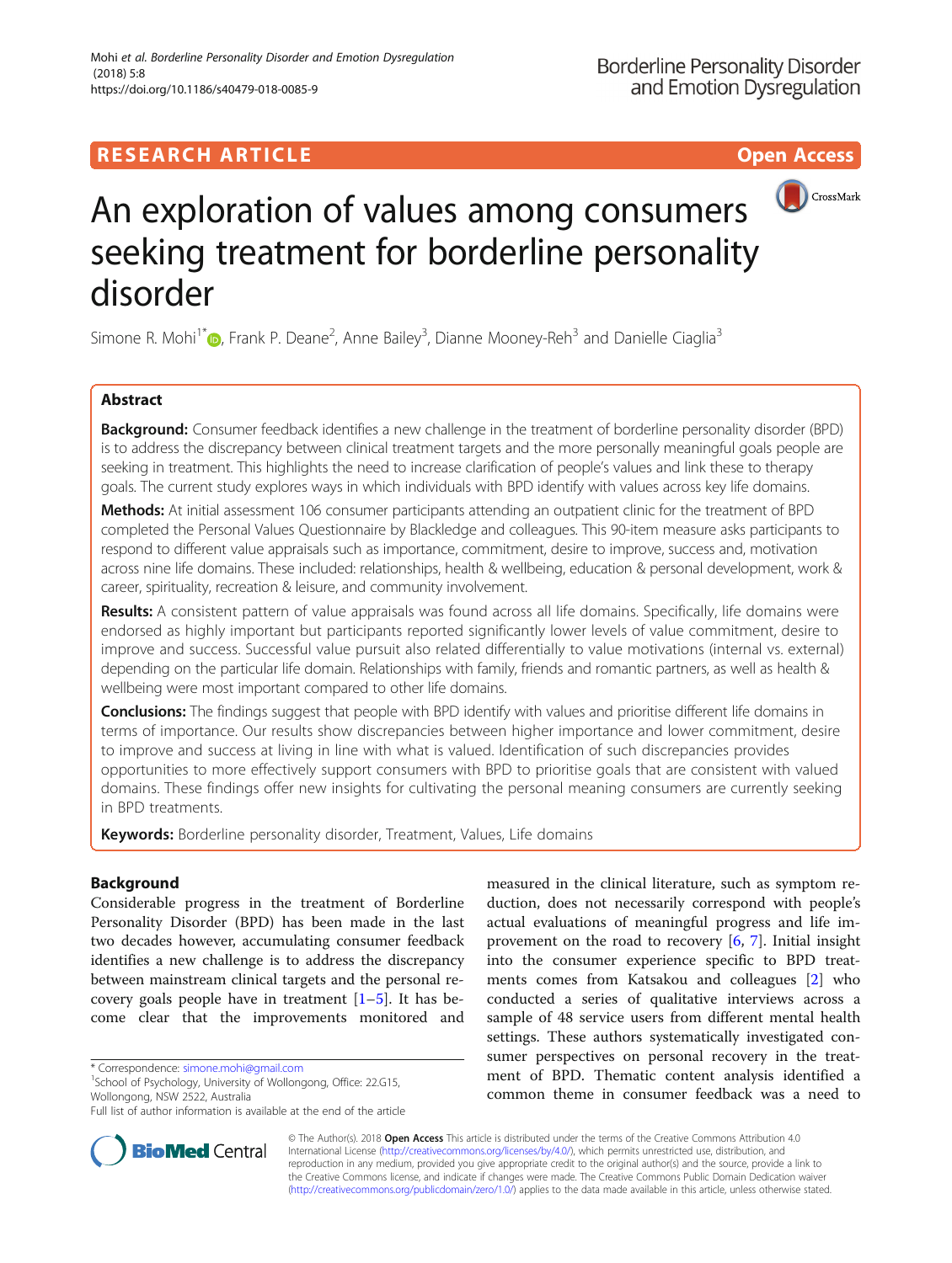RESEARCH ARTICLE

Open Access

# An exploration of values among consumers seeking treatment for borderline personality disorder

Simone R. Mohi[1*], Frank P. Deane[2], Anne Bailey[3], Dianne Mooney-Reh[3] and Danielle Ciaglia[3]

## Abstract

**Background:** Consumer feedback identifies a new challenge in the treatment of borderline personality disorder (BPD) is to address the discrepancy between clinical treatment targets and the more personally meaningful goals people are seeking in treatment. This highlights the need to increase clarification of people's values and link these to therapy goals. The current study explores ways in which individuals with BPD identify with values across key life domains.

**Methods:** At initial assessment 106 consumer participants attending an outpatient clinic for the treatment of BPD completed the Personal Values Questionnaire by Blackledge and colleagues. This 90-item measure asks participants to respond to different value appraisals such as importance, commitment, desire to improve, success and, motivation across nine life domains. These included: relationships, health & wellbeing, education & personal development, work & career, spirituality, recreation & leisure, and community involvement.

**Results:** A consistent pattern of value appraisals was found across all life domains. Specifically, life domains were endorsed as highly important but participants reported significantly lower levels of value commitment, desire to improve and success. Successful value pursuit also related differentially to value motivations (internal vs. external) depending on the particular life domain. Relationships with family, friends and romantic partners, as well as health & wellbeing were most important compared to other life domains.

**Conclusions:** The findings suggest that people with BPD identify with values and prioritise different life domains in terms of importance. Our results show discrepancies between higher importance and lower commitment, desire to improve and success at living in line with what is valued. Identification of such discrepancies provides opportunities to more effectively support consumers with BPD to prioritise goals that are consistent with valued domains. These findings offer new insights for cultivating the personal meaning consumers are currently seeking in BPD treatments.

**Keywords:** Borderline personality disorder, Treatment, Values, Life domains

## Background

Considerable progress in the treatment of Borderline Personality Disorder (BPD) has been made in the last two decades however, accumulating consumer feedback identifies a new challenge is to address the discrepancy between mainstream clinical targets and the personal recovery goals people have in treatment [1–5]. It has become clear that the improvements monitored and measured in the clinical literature, such as symptom reduction, does not necessarily correspond with people's actual evaluations of meaningful progress and life improvement on the road to recovery [6, 7]. Initial insight into the consumer experience specific to BPD treatments comes from Katsakou and colleagues [2] who conducted a series of qualitative interviews across a sample of 48 service users from different mental health settings. These authors systematically investigated consumer perspectives on personal recovery in the treatment of BPD. Thematic content analysis identified a common theme in consumer feedback was a need to

* Correspondence: simone.mohi@gmail.com
[1]School of Psychology, University of Wollongong, Office: 22.G15, Wollongong, NSW 2522, Australia
Full list of author information is available at the end of the article

© The Author(s). 2018 **Open Access** This article is distributed under the terms of the Creative Commons Attribution 4.0 International License (http://creativecommons.org/licenses/by/4.0/), which permits unrestricted use, distribution, and reproduction in any medium, provided you give appropriate credit to the original author(s) and the source, provide a link to the Creative Commons license, and indicate if changes were made. The Creative Commons Public Domain Dedication waiver (http://creativecommons.org/publicdomain/zero/1.0/) applies to the data made available in this article, unless otherwise stated.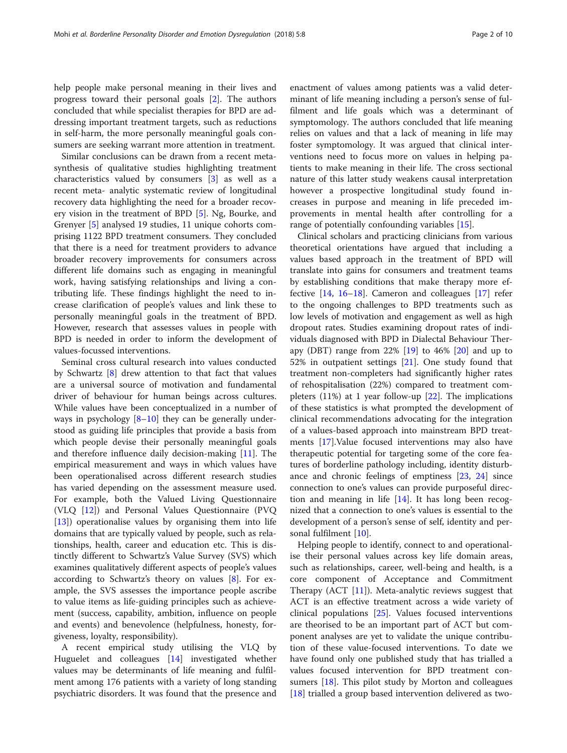help people make personal meaning in their lives and progress toward their personal goals [2]. The authors concluded that while specialist therapies for BPD are addressing important treatment targets, such as reductions in self-harm, the more personally meaningful goals consumers are seeking warrant more attention in treatment.

Similar conclusions can be drawn from a recent meta-synthesis of qualitative studies highlighting treatment characteristics valued by consumers [3] as well as a recent meta- analytic systematic review of longitudinal recovery data highlighting the need for a broader recovery vision in the treatment of BPD [5]. Ng, Bourke, and Grenyer [5] analysed 19 studies, 11 unique cohorts comprising 1122 BPD treatment consumers. They concluded that there is a need for treatment providers to advance broader recovery improvements for consumers across different life domains such as engaging in meaningful work, having satisfying relationships and living a contributing life. These findings highlight the need to increase clarification of people's values and link these to personally meaningful goals in the treatment of BPD. However, research that assesses values in people with BPD is needed in order to inform the development of values-focussed interventions.

Seminal cross cultural research into values conducted by Schwartz [8] drew attention to that fact that values are a universal source of motivation and fundamental driver of behaviour for human beings across cultures. While values have been conceptualized in a number of ways in psychology [8–10] they can be generally understood as guiding life principles that provide a basis from which people devise their personally meaningful goals and therefore influence daily decision-making [11]. The empirical measurement and ways in which values have been operationalised across different research studies has varied depending on the assessment measure used. For example, both the Valued Living Questionnaire (VLQ [12]) and Personal Values Questionnaire (PVQ [13]) operationalise values by organising them into life domains that are typically valued by people, such as relationships, health, career and education etc. This is distinctly different to Schwartz's Value Survey (SVS) which examines qualitatively different aspects of people's values according to Schwartz's theory on values [8]. For example, the SVS assesses the importance people ascribe to value items as life-guiding principles such as achievement (success, capability, ambition, influence on people and events) and benevolence (helpfulness, honesty, forgiveness, loyalty, responsibility).

A recent empirical study utilising the VLQ by Huguelet and colleagues [14] investigated whether values may be determinants of life meaning and fulfilment among 176 patients with a variety of long standing psychiatric disorders. It was found that the presence and enactment of values among patients was a valid determinant of life meaning including a person's sense of fulfilment and life goals which was a determinant of symptomology. The authors concluded that life meaning relies on values and that a lack of meaning in life may foster symptomology. It was argued that clinical interventions need to focus more on values in helping patients to make meaning in their life. The cross sectional nature of this latter study weakens causal interpretation however a prospective longitudinal study found increases in purpose and meaning in life preceded improvements in mental health after controlling for a range of potentially confounding variables [15].

Clinical scholars and practicing clinicians from various theoretical orientations have argued that including a values based approach in the treatment of BPD will translate into gains for consumers and treatment teams by establishing conditions that make therapy more effective [14, 16–18]. Cameron and colleagues [17] refer to the ongoing challenges to BPD treatments such as low levels of motivation and engagement as well as high dropout rates. Studies examining dropout rates of individuals diagnosed with BPD in Dialectal Behaviour Therapy (DBT) range from 22% [19] to 46% [20] and up to 52% in outpatient settings [21]. One study found that treatment non-completers had significantly higher rates of rehospitalisation (22%) compared to treatment completers (11%) at 1 year follow-up [22]. The implications of these statistics is what prompted the development of clinical recommendations advocating for the integration of a values-based approach into mainstream BPD treatments [17].Value focused interventions may also have therapeutic potential for targeting some of the core features of borderline pathology including, identity disturbance and chronic feelings of emptiness [23, 24] since connection to one's values can provide purposeful direction and meaning in life [14]. It has long been recognized that a connection to one's values is essential to the development of a person's sense of self, identity and personal fulfilment [10].

Helping people to identify, connect to and operationalise their personal values across key life domain areas, such as relationships, career, well-being and health, is a core component of Acceptance and Commitment Therapy (ACT [11]). Meta-analytic reviews suggest that ACT is an effective treatment across a wide variety of clinical populations [25]. Values focused interventions are theorised to be an important part of ACT but component analyses are yet to validate the unique contribution of these value-focused interventions. To date we have found only one published study that has trialled a values focused intervention for BPD treatment consumers [18]. This pilot study by Morton and colleagues [18] trialled a group based intervention delivered as two-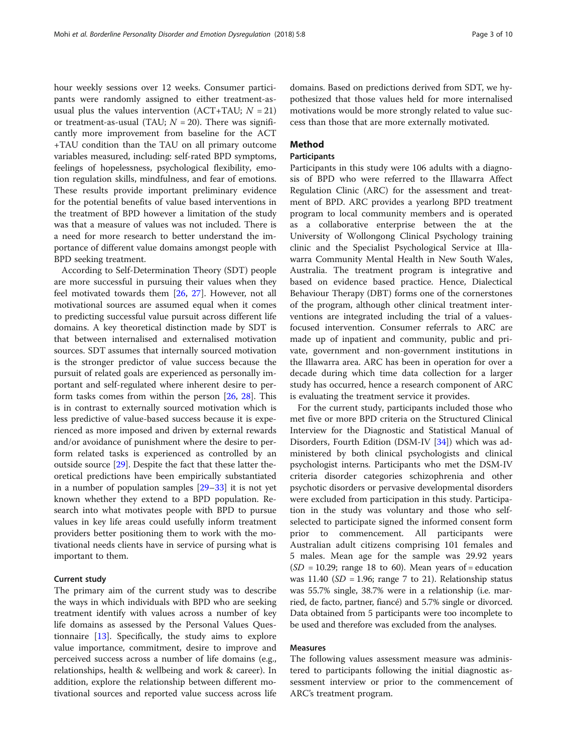hour weekly sessions over 12 weeks. Consumer participants were randomly assigned to either treatment-as-usual plus the values intervention (ACT+TAU; $N = 21$) or treatment-as-usual (TAU; $N = 20$). There was significantly more improvement from baseline for the ACT +TAU condition than the TAU on all primary outcome variables measured, including: self-rated BPD symptoms, feelings of hopelessness, psychological flexibility, emotion regulation skills, mindfulness, and fear of emotions. These results provide important preliminary evidence for the potential benefits of value based interventions in the treatment of BPD however a limitation of the study was that a measure of values was not included. There is a need for more research to better understand the importance of different value domains amongst people with BPD seeking treatment.

According to Self-Determination Theory (SDT) people are more successful in pursuing their values when they feel motivated towards them [26, 27]. However, not all motivational sources are assumed equal when it comes to predicting successful value pursuit across different life domains. A key theoretical distinction made by SDT is that between internalised and externalised motivation sources. SDT assumes that internally sourced motivation is the stronger predictor of value success because the pursuit of related goals are experienced as personally important and self-regulated where inherent desire to perform tasks comes from within the person [26, 28]. This is in contrast to externally sourced motivation which is less predictive of value-based success because it is experienced as more imposed and driven by external rewards and/or avoidance of punishment where the desire to perform related tasks is experienced as controlled by an outside source [29]. Despite the fact that these latter theoretical predictions have been empirically substantiated in a number of population samples [29–33] it is not yet known whether they extend to a BPD population. Research into what motivates people with BPD to pursue values in key life areas could usefully inform treatment providers better positioning them to work with the motivational needs clients have in service of pursing what is important to them.

### Current study

The primary aim of the current study was to describe the ways in which individuals with BPD who are seeking treatment identify with values across a number of key life domains as assessed by the Personal Values Questionnaire [13]. Specifically, the study aims to explore value importance, commitment, desire to improve and perceived success across a number of life domains (e.g., relationships, health & wellbeing and work & career). In addition, explore the relationship between different motivational sources and reported value success across life domains. Based on predictions derived from SDT, we hypothesized that those values held for more internalised motivations would be more strongly related to value success than those that are more externally motivated.

## Method

### Participants

Participants in this study were 106 adults with a diagnosis of BPD who were referred to the Illawarra Affect Regulation Clinic (ARC) for the assessment and treatment of BPD. ARC provides a yearlong BPD treatment program to local community members and is operated as a collaborative enterprise between the at the University of Wollongong Clinical Psychology training clinic and the Specialist Psychological Service at Illawarra Community Mental Health in New South Wales, Australia. The treatment program is integrative and based on evidence based practice. Hence, Dialectical Behaviour Therapy (DBT) forms one of the cornerstones of the program, although other clinical treatment interventions are integrated including the trial of a values-focused intervention. Consumer referrals to ARC are made up of inpatient and community, public and private, government and non-government institutions in the Illawarra area. ARC has been in operation for over a decade during which time data collection for a larger study has occurred, hence a research component of ARC is evaluating the treatment service it provides.

For the current study, participants included those who met five or more BPD criteria on the Structured Clinical Interview for the Diagnostic and Statistical Manual of Disorders, Fourth Edition (DSM-IV [34]) which was administered by both clinical psychologists and clinical psychologist interns. Participants who met the DSM-IV criteria disorder categories schizophrenia and other psychotic disorders or pervasive developmental disorders were excluded from participation in this study. Participation in the study was voluntary and those who self-selected to participate signed the informed consent form prior to commencement. All participants were Australian adult citizens comprising 101 females and 5 males. Mean age for the sample was 29.92 years ($SD$ = 10.29; range 18 to 60). Mean years of = education was 11.40 ($SD$ = 1.96; range 7 to 21). Relationship status was 55.7% single, 38.7% were in a relationship (i.e. married, de facto, partner, fiancé) and 5.7% single or divorced. Data obtained from 5 participants were too incomplete to be used and therefore was excluded from the analyses.

### Measures

The following values assessment measure was administered to participants following the initial diagnostic assessment interview or prior to the commencement of ARC's treatment program.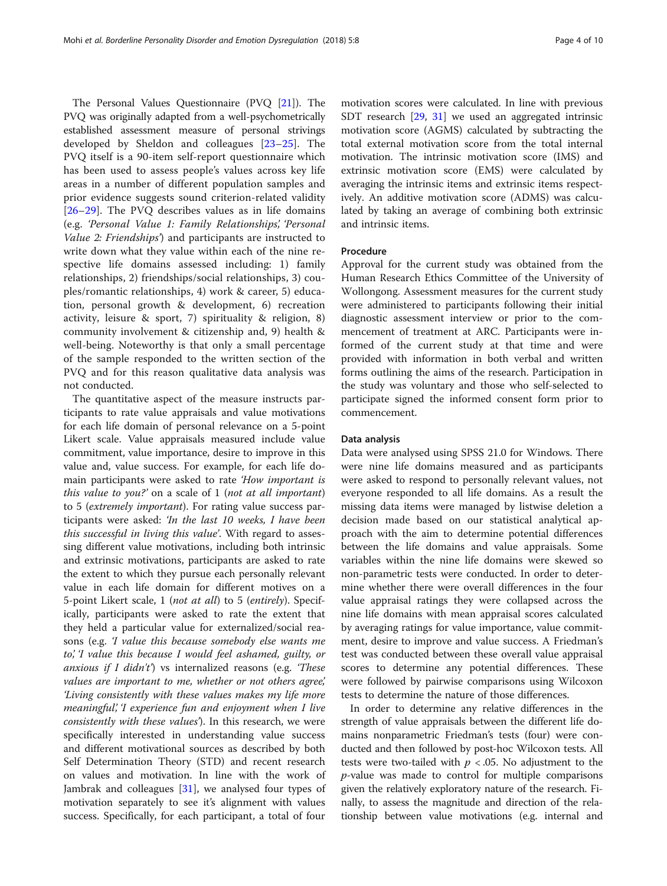The Personal Values Questionnaire (PVQ [21]). The PVQ was originally adapted from a well-psychometrically established assessment measure of personal strivings developed by Sheldon and colleagues [23–25]. The PVQ itself is a 90-item self-report questionnaire which has been used to assess people's values across key life areas in a number of different population samples and prior evidence suggests sound criterion-related validity [26–29]. The PVQ describes values as in life domains (e.g. *'Personal Value 1: Family Relationships', 'Personal Value 2: Friendships'*) and participants are instructed to write down what they value within each of the nine respective life domains assessed including: 1) family relationships, 2) friendships/social relationships, 3) couples/romantic relationships, 4) work & career, 5) education, personal growth & development, 6) recreation activity, leisure & sport, 7) spirituality & religion, 8) community involvement & citizenship and, 9) health & well-being. Noteworthy is that only a small percentage of the sample responded to the written section of the PVQ and for this reason qualitative data analysis was not conducted.

The quantitative aspect of the measure instructs participants to rate value appraisals and value motivations for each life domain of personal relevance on a 5-point Likert scale. Value appraisals measured include value commitment, value importance, desire to improve in this value and, value success. For example, for each life domain participants were asked to rate *'How important is this value to you?'* on a scale of 1 (*not at all important*) to 5 (*extremely important*). For rating value success participants were asked: *'In the last 10 weeks, I have been this successful in living this value'*. With regard to assessing different value motivations, including both intrinsic and extrinsic motivations, participants are asked to rate the extent to which they pursue each personally relevant value in each life domain for different motives on a 5-point Likert scale, 1 (*not at all*) to 5 (*entirely*). Specifically, participants were asked to rate the extent that they held a particular value for externalized/social reasons (e.g. *'I value this because somebody else wants me to', 'I value this because I would feel ashamed, guilty, or anxious if I didn't'*) vs internalized reasons (e.g. *'These values are important to me, whether or not others agree', 'Living consistently with these values makes my life more meaningful', 'I experience fun and enjoyment when I live consistently with these values'*). In this research, we were specifically interested in understanding value success and different motivational sources as described by both Self Determination Theory (STD) and recent research on values and motivation. In line with the work of Jambrak and colleagues [31], we analysed four types of motivation separately to see it's alignment with values success. Specifically, for each participant, a total of four motivation scores were calculated. In line with previous SDT research [29, 31] we used an aggregated intrinsic motivation score (AGMS) calculated by subtracting the total external motivation score from the total internal motivation. The intrinsic motivation score (IMS) and extrinsic motivation score (EMS) were calculated by averaging the intrinsic items and extrinsic items respectively. An additive motivation score (ADMS) was calculated by taking an average of combining both extrinsic and intrinsic items.

### Procedure

Approval for the current study was obtained from the Human Research Ethics Committee of the University of Wollongong. Assessment measures for the current study were administered to participants following their initial diagnostic assessment interview or prior to the commencement of treatment at ARC. Participants were informed of the current study at that time and were provided with information in both verbal and written forms outlining the aims of the research. Participation in the study was voluntary and those who self-selected to participate signed the informed consent form prior to commencement.

### Data analysis

Data were analysed using SPSS 21.0 for Windows. There were nine life domains measured and as participants were asked to respond to personally relevant values, not everyone responded to all life domains. As a result the missing data items were managed by listwise deletion a decision made based on our statistical analytical approach with the aim to determine potential differences between the life domains and value appraisals. Some variables within the nine life domains were skewed so non-parametric tests were conducted. In order to determine whether there were overall differences in the four value appraisal ratings they were collapsed across the nine life domains with mean appraisal scores calculated by averaging ratings for value importance, value commitment, desire to improve and value success. A Friedman's test was conducted between these overall value appraisal scores to determine any potential differences. These were followed by pairwise comparisons using Wilcoxon tests to determine the nature of those differences.

In order to determine any relative differences in the strength of value appraisals between the different life domains nonparametric Friedman's tests (four) were conducted and then followed by post-hoc Wilcoxon tests. All tests were two-tailed with $p < .05$. No adjustment to the $p$-value was made to control for multiple comparisons given the relatively exploratory nature of the research. Finally, to assess the magnitude and direction of the relationship between value motivations (e.g. internal and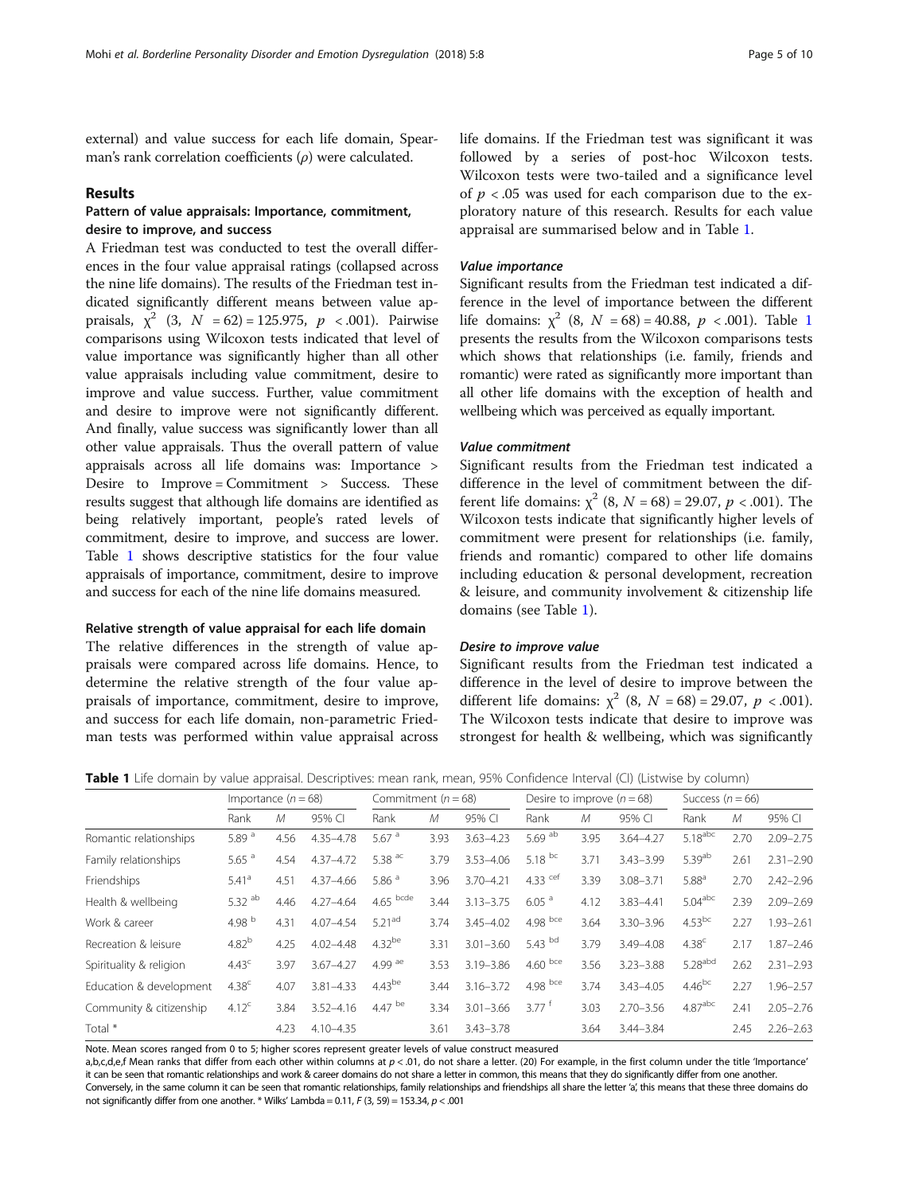external) and value success for each life domain, Spearman's rank correlation coefficients ($\rho$) were calculated.

## Results

### Pattern of value appraisals: Importance, commitment, desire to improve, and success

A Friedman test was conducted to test the overall differences in the four value appraisal ratings (collapsed across the nine life domains). The results of the Friedman test indicated significantly different means between value appraisals, $\chi^2$ (3, $N$ = 62) = 125.975, $p$ < .001). Pairwise comparisons using Wilcoxon tests indicated that level of value importance was significantly higher than all other value appraisals including value commitment, desire to improve and value success. Further, value commitment and desire to improve were not significantly different. And finally, value success was significantly lower than all other value appraisals. Thus the overall pattern of value appraisals across all life domains was: Importance > Desire to Improve = Commitment > Success. These results suggest that although life domains are identified as being relatively important, people's rated levels of commitment, desire to improve, and success are lower. Table 1 shows descriptive statistics for the four value appraisals of importance, commitment, desire to improve and success for each of the nine life domains measured.

### Relative strength of value appraisal for each life domain

The relative differences in the strength of value appraisals were compared across life domains. Hence, to determine the relative strength of the four value appraisals of importance, commitment, desire to improve, and success for each life domain, non-parametric Friedman tests was performed within value appraisal across life domains. If the Friedman test was significant it was followed by a series of post-hoc Wilcoxon tests. Wilcoxon tests were two-tailed and a significance level of $p$ < .05 was used for each comparison due to the exploratory nature of this research. Results for each value appraisal are summarised below and in Table 1.

#### *Value importance*

Significant results from the Friedman test indicated a difference in the level of importance between the different life domains: $\chi^2$ (8, $N$ = 68) = 40.88, $p$ < .001). Table 1 presents the results from the Wilcoxon comparisons tests which shows that relationships (i.e. family, friends and romantic) were rated as significantly more important than all other life domains with the exception of health and wellbeing which was perceived as equally important.

#### *Value commitment*

Significant results from the Friedman test indicated a difference in the level of commitment between the different life domains: $\chi^2$ (8, $N$ = 68) = 29.07, $p$ < .001). The Wilcoxon tests indicate that significantly higher levels of commitment were present for relationships (i.e. family, friends and romantic) compared to other life domains including education & personal development, recreation & leisure, and community involvement & citizenship life domains (see Table 1).

#### *Desire to improve value*

Significant results from the Friedman test indicated a difference in the level of desire to improve between the different life domains: $\chi^2$ (8, $N$ = 68) = 29.07, $p$ < .001). The Wilcoxon tests indicate that desire to improve was strongest for health & wellbeing, which was significantly

**Table 1** Life domain by value appraisal. Descriptives: mean rank, mean, 95% Confidence Interval (CI) (Listwise by column)

| | Importance ($n$ = 68) | | | Commitment ($n$ = 68) | | | Desire to improve ($n$ = 68) | | | Success ($n$ = 66) | | |
|---|---|---|---|---|---|---|---|---|---|---|---|---|
| | Rank | *M* | 95% CI | Rank | *M* | 95% CI | Rank | *M* | 95% CI | Rank | *M* | 95% CI |
| Romantic relationships | 5.89 [a] | 4.56 | 4.35–4.78 | 5.67 [a] | 3.93 | 3.63–4.23 | 5.69 [ab] | 3.95 | 3.64–4.27 | 5.18 [abc] | 2.70 | 2.09–2.75 |
| Family relationships | 5.65 [a] | 4.54 | 4.37–4.72 | 5.38 [ac] | 3.79 | 3.53–4.06 | 5.18 [bc] | 3.71 | 3.43–3.99 | 5.39 [ab] | 2.61 | 2.31–2.90 |
| Friendships | 5.41 [a] | 4.51 | 4.37–4.66 | 5.86 [a] | 3.96 | 3.70–4.21 | 4.33 [cef] | 3.39 | 3.08–3.71 | 5.88 [a] | 2.70 | 2.42–2.96 |
| Health & wellbeing | 5.32 [ab] | 4.46 | 4.27–4.64 | 4.65 [bcde] | 3.44 | 3.13–3.75 | 6.05 [a] | 4.12 | 3.83–4.41 | 5.04 [abc] | 2.39 | 2.09–2.69 |
| Work & career | 4.98 [b] | 4.31 | 4.07–4.54 | 5.21 [ad] | 3.74 | 3.45–4.02 | 4.98 [bce] | 3.64 | 3.30–3.96 | 4.53 [bc] | 2.27 | 1.93–2.61 |
| Recreation & leisure | 4.82 [b] | 4.25 | 4.02–4.48 | 4.32 [be] | 3.31 | 3.01–3.60 | 5.43 [bd] | 3.79 | 3.49–4.08 | 4.38 [c] | 2.17 | 1.87–2.46 |
| Spirituality & religion | 4.43 [c] | 3.97 | 3.67–4.27 | 4.99 [ae] | 3.53 | 3.19–3.86 | 4.60 [bce] | 3.56 | 3.23–3.88 | 5.28 [abd] | 2.62 | 2.31–2.93 |
| Education & development | 4.38 [c] | 4.07 | 3.81–4.33 | 4.43 [be] | 3.44 | 3.16–3.72 | 4.98 [bce] | 3.74 | 3.43–4.05 | 4.46 [bc] | 2.27 | 1.96–2.57 |
| Community & citizenship | 4.12 [c] | 3.84 | 3.52–4.16 | 4.47 [be] | 3.34 | 3.01–3.66 | 3.77 [f] | 3.03 | 2.70–3.56 | 4.87 [abc] | 2.41 | 2.05–2.76 |
| Total * | | 4.23 | 4.10–4.35 | | 3.61 | 3.43–3.78 | | 3.64 | 3.44–3.84 | | 2.45 | 2.26–2.63 |

Note. Mean scores ranged from 0 to 5; higher scores represent greater levels of value construct measured

a,b,c,d,e,f Mean ranks that differ from each other within columns at $p$ < .01, do not share a letter. (20) For example, in the first column under the title 'Importance' it can be seen that romantic relationships and work & career domains do not share a letter in common, this means that they do significantly differ from one another. Conversely, in the same column it can be seen that romantic relationships, family relationships and friendships all share the letter 'a', this means that these three domains do not significantly differ from one another. * Wilks' Lambda = 0.11, $F$ (3, 59) = 153.34, $p$ < .001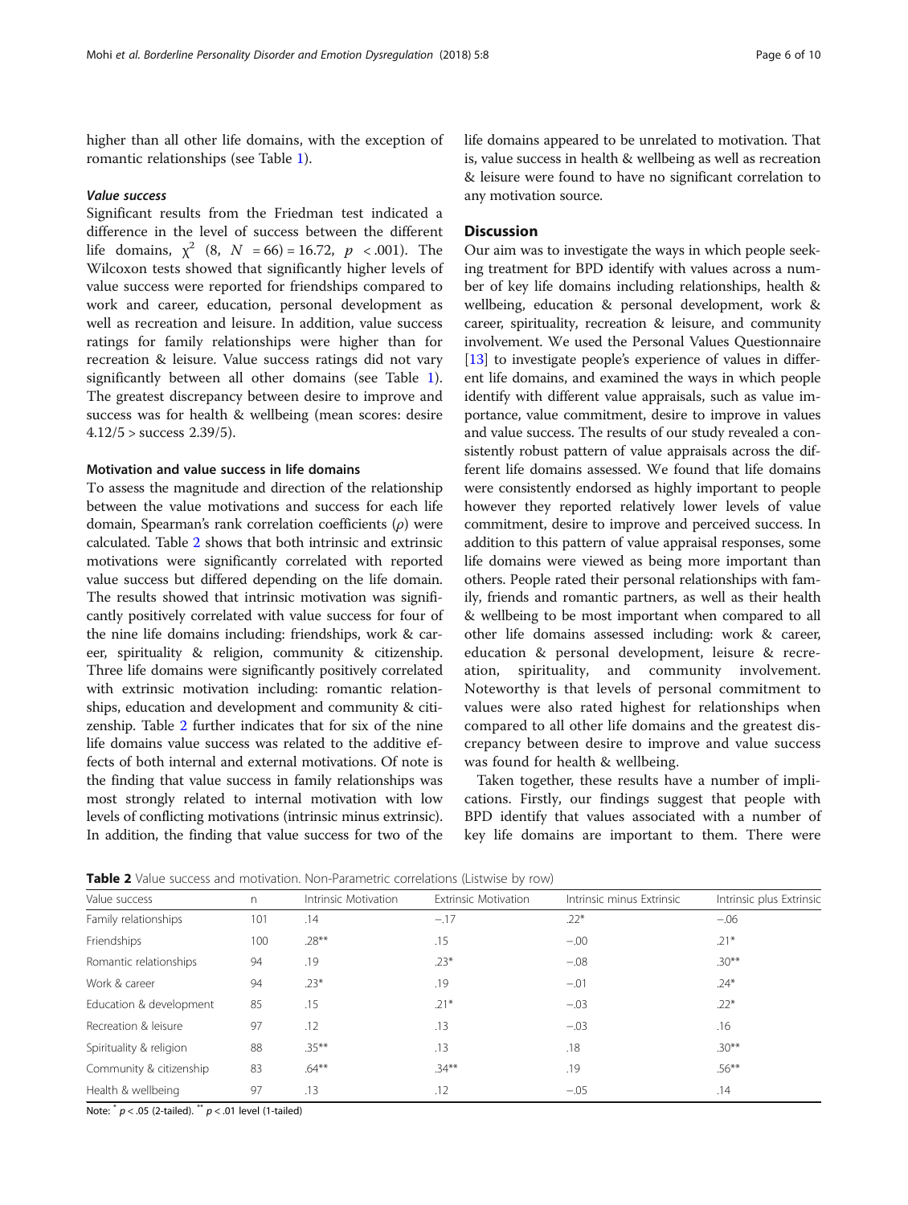higher than all other life domains, with the exception of romantic relationships (see Table 1).

#### *Value success*

Significant results from the Friedman test indicated a difference in the level of success between the different life domains, $\chi^2$ (8, $N$ = 66) = 16.72, $p$ < .001). The Wilcoxon tests showed that significantly higher levels of value success were reported for friendships compared to work and career, education, personal development as well as recreation and leisure. In addition, value success ratings for family relationships were higher than for recreation & leisure. Value success ratings did not vary significantly between all other domains (see Table 1). The greatest discrepancy between desire to improve and success was for health & wellbeing (mean scores: desire 4.12/5 > success 2.39/5).

### Motivation and value success in life domains

To assess the magnitude and direction of the relationship between the value motivations and success for each life domain, Spearman's rank correlation coefficients ($\rho$) were calculated. Table 2 shows that both intrinsic and extrinsic motivations were significantly correlated with reported value success but differed depending on the life domain. The results showed that intrinsic motivation was significantly positively correlated with value success for four of the nine life domains including: friendships, work & career, spirituality & religion, community & citizenship. Three life domains were significantly positively correlated with extrinsic motivation including: romantic relationships, education and development and community & citizenship. Table 2 further indicates that for six of the nine life domains value success was related to the additive effects of both internal and external motivations. Of note is the finding that value success in family relationships was most strongly related to internal motivation with low levels of conflicting motivations (intrinsic minus extrinsic). In addition, the finding that value success for two of the life domains appeared to be unrelated to motivation. That is, value success in health & wellbeing as well as recreation & leisure were found to have no significant correlation to any motivation source.

## Discussion

Our aim was to investigate the ways in which people seeking treatment for BPD identify with values across a number of key life domains including relationships, health & wellbeing, education & personal development, work & career, spirituality, recreation & leisure, and community involvement. We used the Personal Values Questionnaire [13] to investigate people's experience of values in different life domains, and examined the ways in which people identify with different value appraisals, such as value importance, value commitment, desire to improve in values and value success. The results of our study revealed a consistently robust pattern of value appraisals across the different life domains assessed. We found that life domains were consistently endorsed as highly important to people however they reported relatively lower levels of value commitment, desire to improve and perceived success. In addition to this pattern of value appraisal responses, some life domains were viewed as being more important than others. People rated their personal relationships with family, friends and romantic partners, as well as their health & wellbeing to be most important when compared to all other life domains assessed including: work & career, education & personal development, leisure & recreation, spirituality, and community involvement. Noteworthy is that levels of personal commitment to values were also rated highest for relationships when compared to all other life domains and the greatest discrepancy between desire to improve and value success was found for health & wellbeing.

Taken together, these results have a number of implications. Firstly, our findings suggest that people with BPD identify that values associated with a number of key life domains are important to them. There were

**Table 2** Value success and motivation. Non-Parametric correlations (Listwise by row)

| Value success | n | Intrinsic Motivation | Extrinsic Motivation | Intrinsic minus Extrinsic | Intrinsic plus Extrinsic |
|---|---|---|---|---|---|
| Family relationships | 101 | .14 | −.17 | .22* | −.06 |
| Friendships | 100 | .28** | .15 | −.00 | .21* |
| Romantic relationships | 94 | .19 | .23* | −.08 | .30** |
| Work & career | 94 | .23* | .19 | −.01 | .24* |
| Education & development | 85 | .15 | .21* | −.03 | .22* |
| Recreation & leisure | 97 | .12 | .13 | −.03 | .16 |
| Spirituality & religion | 88 | .35** | .13 | .18 | .30** |
| Community & citizenship | 83 | .64** | .34** | .19 | .56** |
| Health & wellbeing | 97 | .13 | .12 | −.05 | .14 |

Note: * $p < .05$ (2-tailed). ** $p < .01$ level (1-tailed)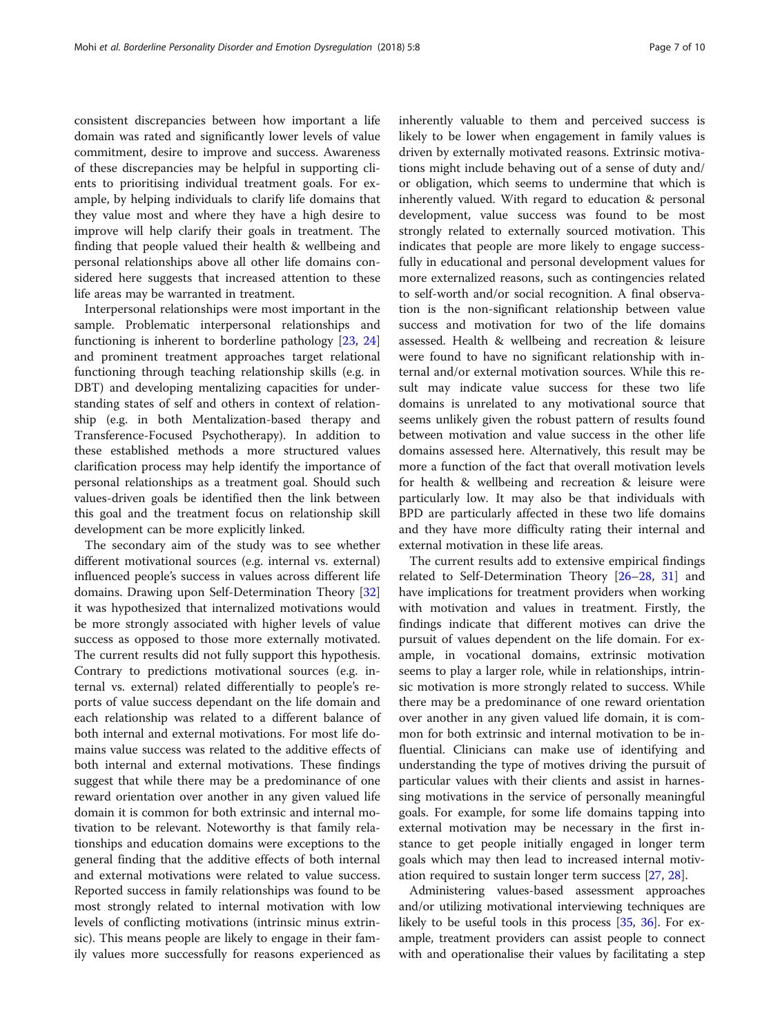consistent discrepancies between how important a life domain was rated and significantly lower levels of value commitment, desire to improve and success. Awareness of these discrepancies may be helpful in supporting clients to prioritising individual treatment goals. For example, by helping individuals to clarify life domains that they value most and where they have a high desire to improve will help clarify their goals in treatment. The finding that people valued their health & wellbeing and personal relationships above all other life domains considered here suggests that increased attention to these life areas may be warranted in treatment.

Interpersonal relationships were most important in the sample. Problematic interpersonal relationships and functioning is inherent to borderline pathology [23, 24] and prominent treatment approaches target relational functioning through teaching relationship skills (e.g. in DBT) and developing mentalizing capacities for understanding states of self and others in context of relationship (e.g. in both Mentalization-based therapy and Transference-Focused Psychotherapy). In addition to these established methods a more structured values clarification process may help identify the importance of personal relationships as a treatment goal. Should such values-driven goals be identified then the link between this goal and the treatment focus on relationship skill development can be more explicitly linked.

The secondary aim of the study was to see whether different motivational sources (e.g. internal vs. external) influenced people's success in values across different life domains. Drawing upon Self-Determination Theory [32] it was hypothesized that internalized motivations would be more strongly associated with higher levels of value success as opposed to those more externally motivated. The current results did not fully support this hypothesis. Contrary to predictions motivational sources (e.g. internal vs. external) related differentially to people's reports of value success dependant on the life domain and each relationship was related to a different balance of both internal and external motivations. For most life domains value success was related to the additive effects of both internal and external motivations. These findings suggest that while there may be a predominance of one reward orientation over another in any given valued life domain it is common for both extrinsic and internal motivation to be relevant. Noteworthy is that family relationships and education domains were exceptions to the general finding that the additive effects of both internal and external motivations were related to value success. Reported success in family relationships was found to be most strongly related to internal motivation with low levels of conflicting motivations (intrinsic minus extrinsic). This means people are likely to engage in their family values more successfully for reasons experienced as inherently valuable to them and perceived success is likely to be lower when engagement in family values is driven by externally motivated reasons. Extrinsic motivations might include behaving out of a sense of duty and/or obligation, which seems to undermine that which is inherently valued. With regard to education & personal development, value success was found to be most strongly related to externally sourced motivation. This indicates that people are more likely to engage successfully in educational and personal development values for more externalized reasons, such as contingencies related to self-worth and/or social recognition. A final observation is the non-significant relationship between value success and motivation for two of the life domains assessed. Health & wellbeing and recreation & leisure were found to have no significant relationship with internal and/or external motivation sources. While this result may indicate value success for these two life domains is unrelated to any motivational source that seems unlikely given the robust pattern of results found between motivation and value success in the other life domains assessed here. Alternatively, this result may be more a function of the fact that overall motivation levels for health & wellbeing and recreation & leisure were particularly low. It may also be that individuals with BPD are particularly affected in these two life domains and they have more difficulty rating their internal and external motivation in these life areas.

The current results add to extensive empirical findings related to Self-Determination Theory [26–28, 31] and have implications for treatment providers when working with motivation and values in treatment. Firstly, the findings indicate that different motives can drive the pursuit of values dependent on the life domain. For example, in vocational domains, extrinsic motivation seems to play a larger role, while in relationships, intrinsic motivation is more strongly related to success. While there may be a predominance of one reward orientation over another in any given valued life domain, it is common for both extrinsic and internal motivation to be influential. Clinicians can make use of identifying and understanding the type of motives driving the pursuit of particular values with their clients and assist in harnessing motivations in the service of personally meaningful goals. For example, for some life domains tapping into external motivation may be necessary in the first instance to get people initially engaged in longer term goals which may then lead to increased internal motivation required to sustain longer term success [27, 28].

Administering values-based assessment approaches and/or utilizing motivational interviewing techniques are likely to be useful tools in this process [35, 36]. For example, treatment providers can assist people to connect with and operationalise their values by facilitating a step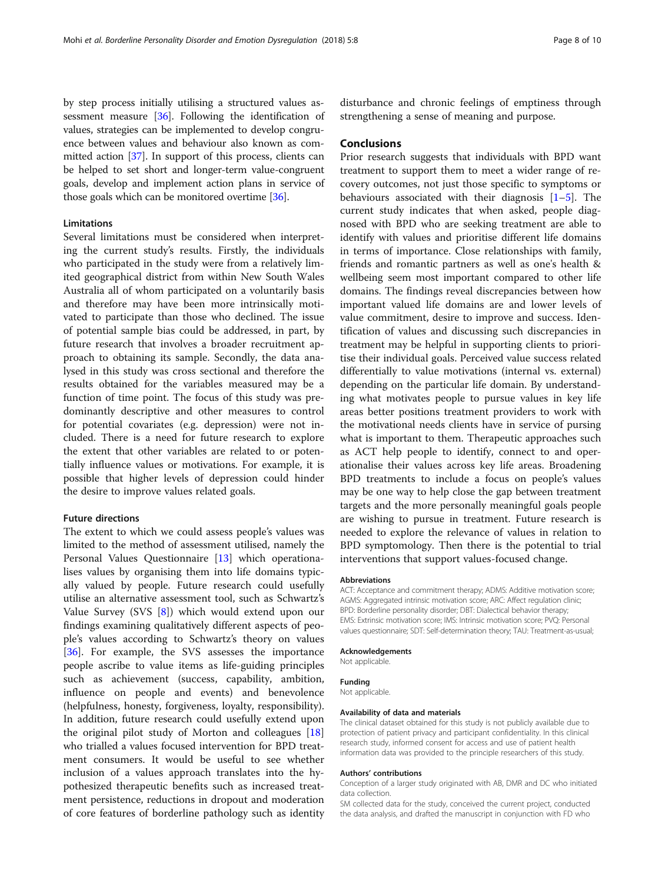by step process initially utilising a structured values assessment measure [36]. Following the identification of values, strategies can be implemented to develop congruence between values and behaviour also known as committed action [37]. In support of this process, clients can be helped to set short and longer-term value-congruent goals, develop and implement action plans in service of those goals which can be monitored overtime [36].

### Limitations

Several limitations must be considered when interpreting the current study's results. Firstly, the individuals who participated in the study were from a relatively limited geographical district from within New South Wales Australia all of whom participated on a voluntarily basis and therefore may have been more intrinsically motivated to participate than those who declined. The issue of potential sample bias could be addressed, in part, by future research that involves a broader recruitment approach to obtaining its sample. Secondly, the data analysed in this study was cross sectional and therefore the results obtained for the variables measured may be a function of time point. The focus of this study was predominantly descriptive and other measures to control for potential covariates (e.g. depression) were not included. There is a need for future research to explore the extent that other variables are related to or potentially influence values or motivations. For example, it is possible that higher levels of depression could hinder the desire to improve values related goals.

### Future directions

The extent to which we could assess people's values was limited to the method of assessment utilised, namely the Personal Values Questionnaire [13] which operationalises values by organising them into life domains typically valued by people. Future research could usefully utilise an alternative assessment tool, such as Schwartz's Value Survey (SVS [8]) which would extend upon our findings examining qualitatively different aspects of people's values according to Schwartz's theory on values [36]. For example, the SVS assesses the importance people ascribe to value items as life-guiding principles such as achievement (success, capability, ambition, influence on people and events) and benevolence (helpfulness, honesty, forgiveness, loyalty, responsibility). In addition, future research could usefully extend upon the original pilot study of Morton and colleagues [18] who trialled a values focused intervention for BPD treatment consumers. It would be useful to see whether inclusion of a values approach translates into the hypothesized therapeutic benefits such as increased treatment persistence, reductions in dropout and moderation of core features of borderline pathology such as identity disturbance and chronic feelings of emptiness through strengthening a sense of meaning and purpose.

## Conclusions

Prior research suggests that individuals with BPD want treatment to support them to meet a wider range of recovery outcomes, not just those specific to symptoms or behaviours associated with their diagnosis [1–5]. The current study indicates that when asked, people diagnosed with BPD who are seeking treatment are able to identify with values and prioritise different life domains in terms of importance. Close relationships with family, friends and romantic partners as well as one's health & wellbeing seem most important compared to other life domains. The findings reveal discrepancies between how important valued life domains are and lower levels of value commitment, desire to improve and success. Identification of values and discussing such discrepancies in treatment may be helpful in supporting clients to prioritise their individual goals. Perceived value success related differentially to value motivations (internal vs. external) depending on the particular life domain. By understanding what motivates people to pursue values in key life areas better positions treatment providers to work with the motivational needs clients have in service of pursing what is important to them. Therapeutic approaches such as ACT help people to identify, connect to and operationalise their values across key life areas. Broadening BPD treatments to include a focus on people's values may be one way to help close the gap between treatment targets and the more personally meaningful goals people are wishing to pursue in treatment. Future research is needed to explore the relevance of values in relation to BPD symptomology. Then there is the potential to trial interventions that support values-focused change.

#### Abbreviations

ACT: Acceptance and commitment therapy; ADMS: Additive motivation score; AGMS: Aggregated intrinsic motivation score; ARC: Affect regulation clinic; BPD: Borderline personality disorder; DBT: Dialectical behavior therapy; EMS: Extrinsic motivation score; IMS: Intrinsic motivation score; PVQ: Personal values questionnaire; SDT: Self-determination theory; TAU: Treatment-as-usual;

#### Acknowledgements

Not applicable.

#### Funding

Not applicable.

#### Availability of data and materials

The clinical dataset obtained for this study is not publicly available due to protection of patient privacy and participant confidentiality. In this clinical research study, informed consent for access and use of patient health information data was provided to the principle researchers of this study.

#### Authors' contributions

Conception of a larger study originated with AB, DMR and DC who initiated data collection.

SM collected data for the study, conceived the current project, conducted the data analysis, and drafted the manuscript in conjunction with FD who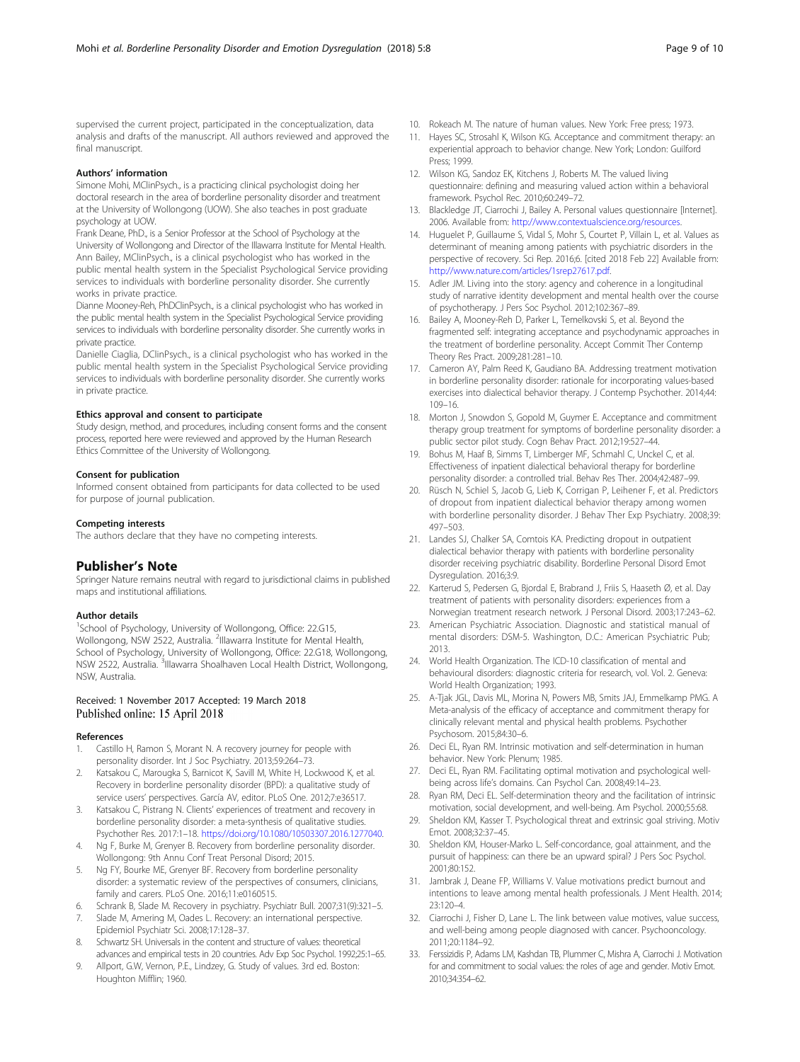supervised the current project, participated in the conceptualization, data analysis and drafts of the manuscript. All authors reviewed and approved the final manuscript.

#### Authors' information

Simone Mohi, MClinPsych., is a practicing clinical psychologist doing her doctoral research in the area of borderline personality disorder and treatment at the University of Wollongong (UOW). She also teaches in post graduate psychology at UOW.

Frank Deane, PhD., is a Senior Professor at the School of Psychology at the University of Wollongong and Director of the Illawarra Institute for Mental Health.

Ann Bailey, MClinPsych., is a clinical psychologist who has worked in the public mental health system in the Specialist Psychological Service providing services to individuals with borderline personality disorder. She currently works in private practice.

Dianne Mooney-Reh, PhDClinPsych., is a clinical psychologist who has worked in the public mental health system in the Specialist Psychological Service providing services to individuals with borderline personality disorder. She currently works in private practice.

Danielle Ciaglia, DClinPsych., is a clinical psychologist who has worked in the public mental health system in the Specialist Psychological Service providing services to individuals with borderline personality disorder. She currently works in private practice.

#### Ethics approval and consent to participate

Study design, method, and procedures, including consent forms and the consent process, reported here were reviewed and approved by the Human Research Ethics Committee of the University of Wollongong.

#### Consent for publication

Informed consent obtained from participants for data collected to be used for purpose of journal publication.

#### Competing interests

The authors declare that they have no competing interests.

## Publisher's Note

Springer Nature remains neutral with regard to jurisdictional claims in published maps and institutional affiliations.

#### Author details

[1]School of Psychology, University of Wollongong, Office: 22.G15, Wollongong, NSW 2522, Australia. [2]Illawarra Institute for Mental Health, School of Psychology, University of Wollongong, Office: 22.G18, Wollongong, NSW 2522, Australia. [3]Illawarra Shoalhaven Local Health District, Wollongong, NSW, Australia.

Received: 1 November 2017 Accepted: 19 March 2018
Published online: 15 April 2018

#### References

1. Castillo H, Ramon S, Morant N. A recovery journey for people with personality disorder. Int J Soc Psychiatry. 2013;59:264–73.
2. Katsakou C, Marougka S, Barnicot K, Savill M, White H, Lockwood K, et al. Recovery in borderline personality disorder (BPD): a qualitative study of service users' perspectives. García AV, editor. PLoS One. 2012;7:e36517.
3. Katsakou C, Pistrang N. Clients' experiences of treatment and recovery in borderline personality disorder: a meta-synthesis of qualitative studies. Psychother Res. 2017:1–18. https://doi.org/10.1080/10503307.2016.1277040.
4. Ng F, Burke M, Grenyer B. Recovery from borderline personality disorder. Wollongong: 9th Annu Conf Treat Personal Disord; 2015.
5. Ng FY, Bourke ME, Grenyer BF. Recovery from borderline personality disorder: a systematic review of the perspectives of consumers, clinicians, family and carers. PLoS One. 2016;11:e0160515.
6. Schrank B, Slade M. Recovery in psychiatry. Psychiatr Bull. 2007;31(9):321–5.
7. Slade M, Amering M, Oades L. Recovery: an international perspective. Epidemiol Psichiatr Sci. 2008;17:128–37.
8. Schwartz SH. Universals in the content and structure of values: theoretical advances and empirical tests in 20 countries. Adv Exp Soc Psychol. 1992;25:1–65.
9. Allport, G.W, Vernon, P.E., Lindzey, G. Study of values. 3rd ed. Boston: Houghton Mifflin; 1960.
10. Rokeach M. The nature of human values. New York: Free press; 1973.
11. Hayes SC, Strosahl K, Wilson KG. Acceptance and commitment therapy: an experiential approach to behavior change. New York; London: Guilford Press; 1999.
12. Wilson KG, Sandoz EK, Kitchens J, Roberts M. The valued living questionnaire: defining and measuring valued action within a behavioral framework. Psychol Rec. 2010;60:249–72.
13. Blackledge JT, Ciarrochi J, Bailey A. Personal values questionnaire [Internet]. 2006. Available from: http://www.contextualscience.org/resources.
14. Huguelet P, Guillaume S, Vidal S, Mohr S, Courtet P, Villain L, et al. Values as determinant of meaning among patients with psychiatric disorders in the perspective of recovery. Sci Rep. 2016;6. [cited 2018 Feb 22] Available from: http://www.nature.com/articles/1srep27617.pdf.
15. Adler JM. Living into the story: agency and coherence in a longitudinal study of narrative identity development and mental health over the course of psychotherapy. J Pers Soc Psychol. 2012;102:367–89.
16. Bailey A, Mooney-Reh D, Parker L, Temelkovski S, et al. Beyond the fragmented self: integrating acceptance and psychodynamic approaches in the treatment of borderline personality. Accept Commit Ther Contemp Theory Res Pract. 2009;281:281–10.
17. Cameron AY, Palm Reed K, Gaudiano BA. Addressing treatment motivation in borderline personality disorder: rationale for incorporating values-based exercises into dialectical behavior therapy. J Contemp Psychother. 2014;44: 109–16.
18. Morton J, Snowdon S, Gopold M, Guymer E. Acceptance and commitment therapy group treatment for symptoms of borderline personality disorder: a public sector pilot study. Cogn Behav Pract. 2012;19:527–44.
19. Bohus M, Haaf B, Simms T, Limberger MF, Schmahl C, Unckel C, et al. Effectiveness of inpatient dialectical behavioral therapy for borderline personality disorder: a controlled trial. Behav Res Ther. 2004;42:487–99.
20. Rüsch N, Schiel S, Jacob G, Lieb K, Corrigan P, Leihener F, et al. Predictors of dropout from inpatient dialectical behavior therapy among women with borderline personality disorder. J Behav Ther Exp Psychiatry. 2008;39: 497–503.
21. Landes SJ, Chalker SA, Comtois KA. Predicting dropout in outpatient dialectical behavior therapy with patients with borderline personality disorder receiving psychiatric disability. Borderline Personal Disord Emot Dysregulation. 2016;3:9.
22. Karterud S, Pedersen G, Bjordal E, Brabrand J, Friis S, Haaseth Ø, et al. Day treatment of patients with personality disorders: experiences from a Norwegian treatment research network. J Personal Disord. 2003;17:243–62.
23. American Psychiatric Association. Diagnostic and statistical manual of mental disorders: DSM-5. Washington, D.C.: American Psychiatric Pub; 2013.
24. World Health Organization. The ICD-10 classification of mental and behavioural disorders: diagnostic criteria for research, vol. Vol. 2. Geneva: World Health Organization; 1993.
25. A-Tjak JGL, Davis ML, Morina N, Powers MB, Smits JAJ, Emmelkamp PMG. A Meta-analysis of the efficacy of acceptance and commitment therapy for clinically relevant mental and physical health problems. Psychother Psychosom. 2015;84:30–6.
26. Deci EL, Ryan RM. Intrinsic motivation and self-determination in human behavior. New York: Plenum; 1985.
27. Deci EL, Ryan RM. Facilitating optimal motivation and psychological well-being across life's domains. Can Psychol Can. 2008;49:14–23.
28. Ryan RM, Deci EL. Self-determination theory and the facilitation of intrinsic motivation, social development, and well-being. Am Psychol. 2000;55:68.
29. Sheldon KM, Kasser T. Psychological threat and extrinsic goal striving. Motiv Emot. 2008;32:37–45.
30. Sheldon KM, Houser-Marko L. Self-concordance, goal attainment, and the pursuit of happiness: can there be an upward spiral? J Pers Soc Psychol. 2001;80:152.
31. Jambrak J, Deane FP, Williams V. Value motivations predict burnout and intentions to leave among mental health professionals. J Ment Health. 2014; 23:120–4.
32. Ciarrochi J, Fisher D, Lane L. The link between value motives, value success, and well-being among people diagnosed with cancer. Psychooncology. 2011;20:1184–92.
33. Ferssizidis P, Adams LM, Kashdan TB, Plummer C, Mishra A, Ciarrochi J. Motivation for and commitment to social values: the roles of age and gender. Motiv Emot. 2010;34:354–62.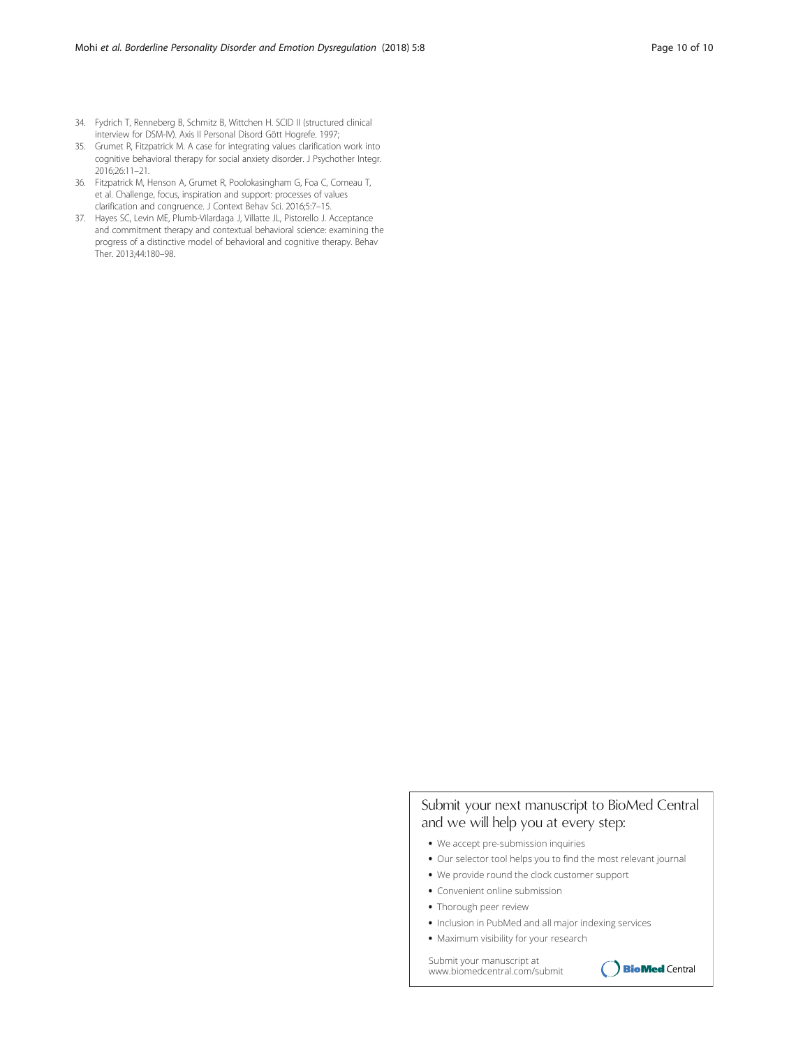34. Fydrich T, Renneberg B, Schmitz B, Wittchen H. SCID II (structured clinical interview for DSM-IV). Axis II Personal Disord Gött Hogrefe. 1997;
35. Grumet R, Fitzpatrick M. A case for integrating values clarification work into cognitive behavioral therapy for social anxiety disorder. J Psychother Integr. 2016;26:11–21.
36. Fitzpatrick M, Henson A, Grumet R, Poolokasingham G, Foa C, Comeau T, et al. Challenge, focus, inspiration and support: processes of values clarification and congruence. J Context Behav Sci. 2016;5:7–15.
37. Hayes SC, Levin ME, Plumb-Vilardaga J, Villatte JL, Pistorello J. Acceptance and commitment therapy and contextual behavioral science: examining the progress of a distinctive model of behavioral and cognitive therapy. Behav Ther. 2013;44:180–98.

Submit your next manuscript to BioMed Central and we will help you at every step:

- We accept pre-submission inquiries
- Our selector tool helps you to find the most relevant journal
- We provide round the clock customer support
- Convenient online submission
- Thorough peer review
- Inclusion in PubMed and all major indexing services
- Maximum visibility for your research

Submit your manuscript at
www.biomedcentral.com/submit

BioMed Central